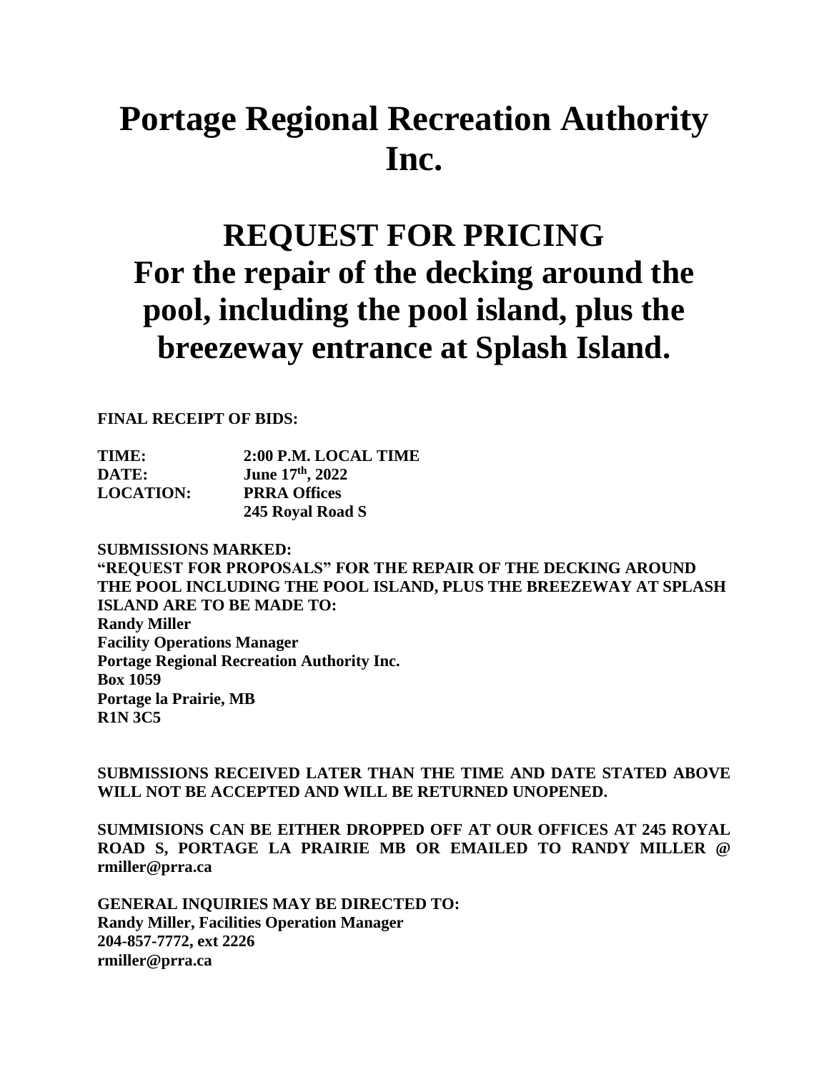# Portage Regional Recreation Authority Inc.

# REQUEST FOR PRICING
# For the repair of the decking around the pool, including the pool island, plus the breezeway entrance at Splash Island.

**FINAL RECEIPT OF BIDS:**

| | |
|---|---|
| **TIME:** | **2:00 P.M. LOCAL TIME** |
| **DATE:** | **June 17th, 2022** |
| **LOCATION:** | **PRRA Offices** |
| | **245 Royal Road S** |

**SUBMISSIONS MARKED:**
**"REQUEST FOR PROPOSALS" FOR THE REPAIR OF THE DECKING AROUND THE POOL INCLUDING THE POOL ISLAND, PLUS THE BREEZEWAY AT SPLASH ISLAND ARE TO BE MADE TO:**
**Randy Miller**
**Facility Operations Manager**
**Portage Regional Recreation Authority Inc.**
**Box 1059**
**Portage la Prairie, MB**
**R1N 3C5**

**SUBMISSIONS RECEIVED LATER THAN THE TIME AND DATE STATED ABOVE WILL NOT BE ACCEPTED AND WILL BE RETURNED UNOPENED.**

**SUMMISIONS CAN BE EITHER DROPPED OFF AT OUR OFFICES AT 245 ROYAL ROAD S, PORTAGE LA PRAIRIE MB OR EMAILED TO RANDY MILLER @ rmiller@prra.ca**

**GENERAL INQUIRIES MAY BE DIRECTED TO:**
**Randy Miller, Facilities Operation Manager**
**204-857-7772, ext 2226**
**rmiller@prra.ca**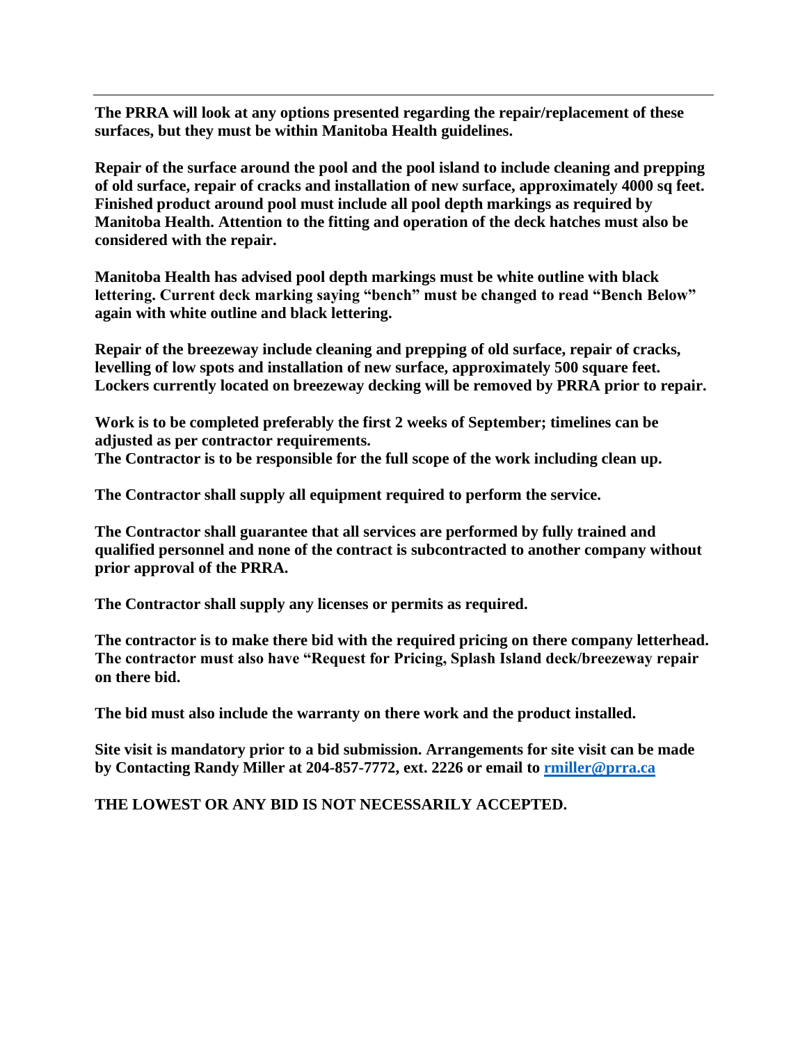**The PRRA will look at any options presented regarding the repair/replacement of these surfaces, but they must be within Manitoba Health guidelines.**

**Repair of the surface around the pool and the pool island to include cleaning and prepping of old surface, repair of cracks and installation of new surface, approximately 4000 sq feet. Finished product around pool must include all pool depth markings as required by Manitoba Health. Attention to the fitting and operation of the deck hatches must also be considered with the repair.**

**Manitoba Health has advised pool depth markings must be white outline with black lettering. Current deck marking saying "bench" must be changed to read "Bench Below" again with white outline and black lettering.**

**Repair of the breezeway include cleaning and prepping of old surface, repair of cracks, levelling of low spots and installation of new surface, approximately 500 square feet. Lockers currently located on breezeway decking will be removed by PRRA prior to repair.**

**Work is to be completed preferably the first 2 weeks of September; timelines can be adjusted as per contractor requirements.**
**The Contractor is to be responsible for the full scope of the work including clean up.**

**The Contractor shall supply all equipment required to perform the service.**

**The Contractor shall guarantee that all services are performed by fully trained and qualified personnel and none of the contract is subcontracted to another company without prior approval of the PRRA.**

**The Contractor shall supply any licenses or permits as required.**

**The contractor is to make there bid with the required pricing on there company letterhead. The contractor must also have "Request for Pricing, Splash Island deck/breezeway repair on there bid.**

**The bid must also include the warranty on there work and the product installed.**

**Site visit is mandatory prior to a bid submission. Arrangements for site visit can be made by Contacting Randy Miller at 204-857-7772, ext. 2226 or email to rmiller@prra.ca**

**THE LOWEST OR ANY BID IS NOT NECESSARILY ACCEPTED.**